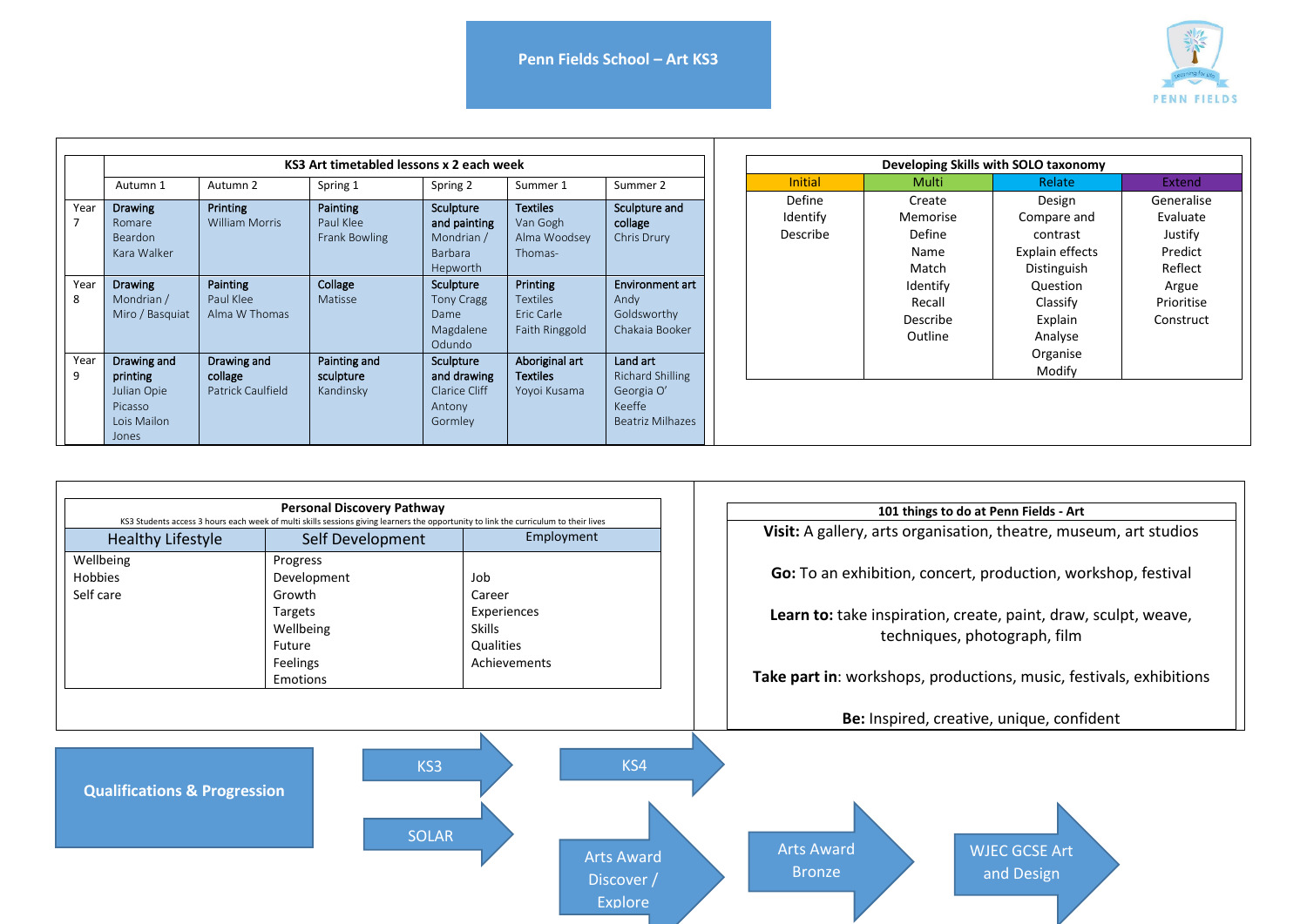# Penn Fields School – Art KS3

PENN FIELDS

## KS3 Art timetabled lessons x 2 each week

| | Autumn 1 | Autumn 2 | Spring 1 | Spring 2 | Summer 1 | Summer 2 |
|---|---|---|---|---|---|---|
| Year 7 | **Drawing** Romare Beardon Kara Walker | **Printing** William Morris | **Painting** Paul Klee Frank Bowling | **Sculpture and painting** Mondrian / Barbara Hepworth | **Textiles** Van Gogh Alma Woodsey Thomas- | **Sculpture and collage** Chris Drury |
| Year 8 | **Drawing** Mondrian / Miro / Basquiat | **Painting** Paul Klee Alma W Thomas | **Collage** Matisse | **Sculpture** Tony Cragg Dame Magdalene Odundo | **Printing** Textiles Eric Carle Faith Ringgold | **Environment art** Andy Goldsworthy Chakaia Booker |
| Year 9 | **Drawing and printing** Julian Opie Picasso Lois Mailon Jones | **Drawing and collage** Patrick Caulfield | **Painting and sculpture** Kandinsky | **Sculpture and drawing** Clarice Cliff Antony Gormley | **Aboriginal art Textiles** Yoyoi Kusama | **Land art** Richard Shilling Georgia O' Keeffe Beatriz Milhazes |

## Developing Skills with SOLO taxonomy

| Initial | Multi | Relate | Extend |
|---|---|---|---|
| Define<br>Identify<br>Describe | Create<br>Memorise<br>Define<br>Name<br>Match<br>Identify<br>Recall<br>Describe<br>Outline | Design<br>Compare and contrast<br>Explain effects<br>Distinguish<br>Question<br>Classify<br>Explain<br>Analyse<br>Organise<br>Modify | Generalise<br>Evaluate<br>Justify<br>Predict<br>Reflect<br>Argue<br>Prioritise<br>Construct |

## Personal Discovery Pathway

KS3 Students access 3 hours each week of multi skills sessions giving learners the opportunity to link the curriculum to their lives

| Healthy Lifestyle | Self Development | Employment |
|---|---|---|
| Wellbeing<br>Hobbies<br>Self care | Progress<br>Development<br>Growth<br>Targets<br>Wellbeing<br>Future<br>Feelings<br>Emotions | Job<br>Career<br>Experiences<br>Skills<br>Qualities<br>Achievements |

## 101 things to do at Penn Fields - Art

**Visit:** A gallery, arts organisation, theatre, museum, art studios

**Go:** To an exhibition, concert, production, workshop, festival

**Learn to:** take inspiration, create, paint, draw, sculpt, weave, techniques, photograph, film

**Take part in**: workshops, productions, music, festivals, exhibitions

**Be:** Inspired, creative, unique, confident

## Qualifications & Progression

KS3 → KS4

SOLAR → Arts Award Discover / Explore → Arts Award Bronze → WJEC GCSE Art and Design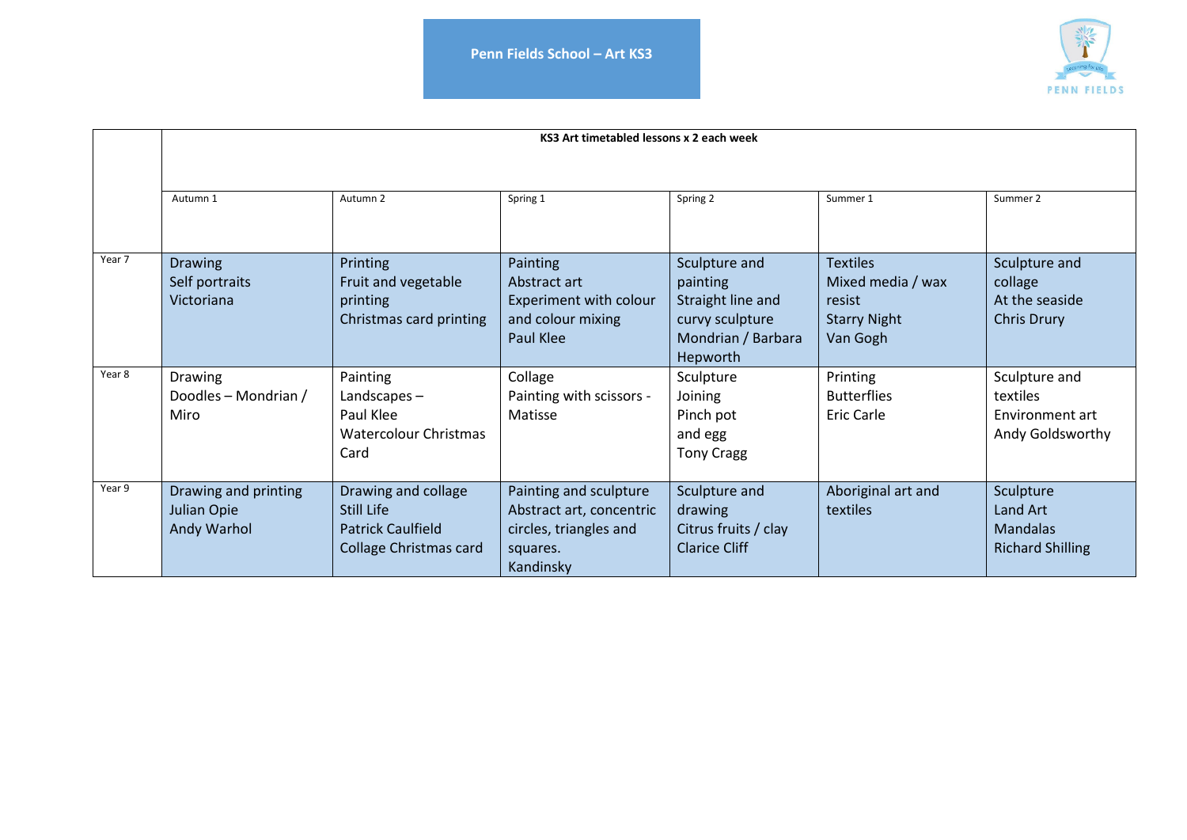# Penn Fields School – Art KS3

| | KS3 Art timetabled lessons x 2 each week | | | | | |
|---|---|---|---|---|---|---|
| | Autumn 1 | Autumn 2 | Spring 1 | Spring 2 | Summer 1 | Summer 2 |
| Year 7 | Drawing<br>Self portraits<br>Victoriana | Printing<br>Fruit and vegetable printing<br>Christmas card printing | Painting<br>Abstract art<br>Experiment with colour and colour mixing<br>Paul Klee | Sculpture and painting<br>Straight line and curvy sculpture<br>Mondrian / Barbara Hepworth | Textiles<br>Mixed media / wax resist<br>Starry Night<br>Van Gogh | Sculpture and collage<br>At the seaside<br>Chris Drury |
| Year 8 | Drawing<br>Doodles – Mondrian / Miro | Painting<br>Landscapes –<br>Paul Klee<br>Watercolour Christmas Card | Collage<br>Painting with scissors - Matisse | Sculpture<br>Joining<br>Pinch pot<br>and egg<br>Tony Cragg | Printing<br>Butterflies<br>Eric Carle | Sculpture and textiles<br>Environment art<br>Andy Goldsworthy |
| Year 9 | Drawing and printing<br>Julian Opie<br>Andy Warhol | Drawing and collage<br>Still Life<br>Patrick Caulfield<br>Collage Christmas card | Painting and sculpture<br>Abstract art, concentric circles, triangles and squares.<br>Kandinsky | Sculpture and drawing<br>Citrus fruits / clay<br>Clarice Cliff | Aboriginal art and textiles | Sculpture<br>Land Art<br>Mandalas<br>Richard Shilling |